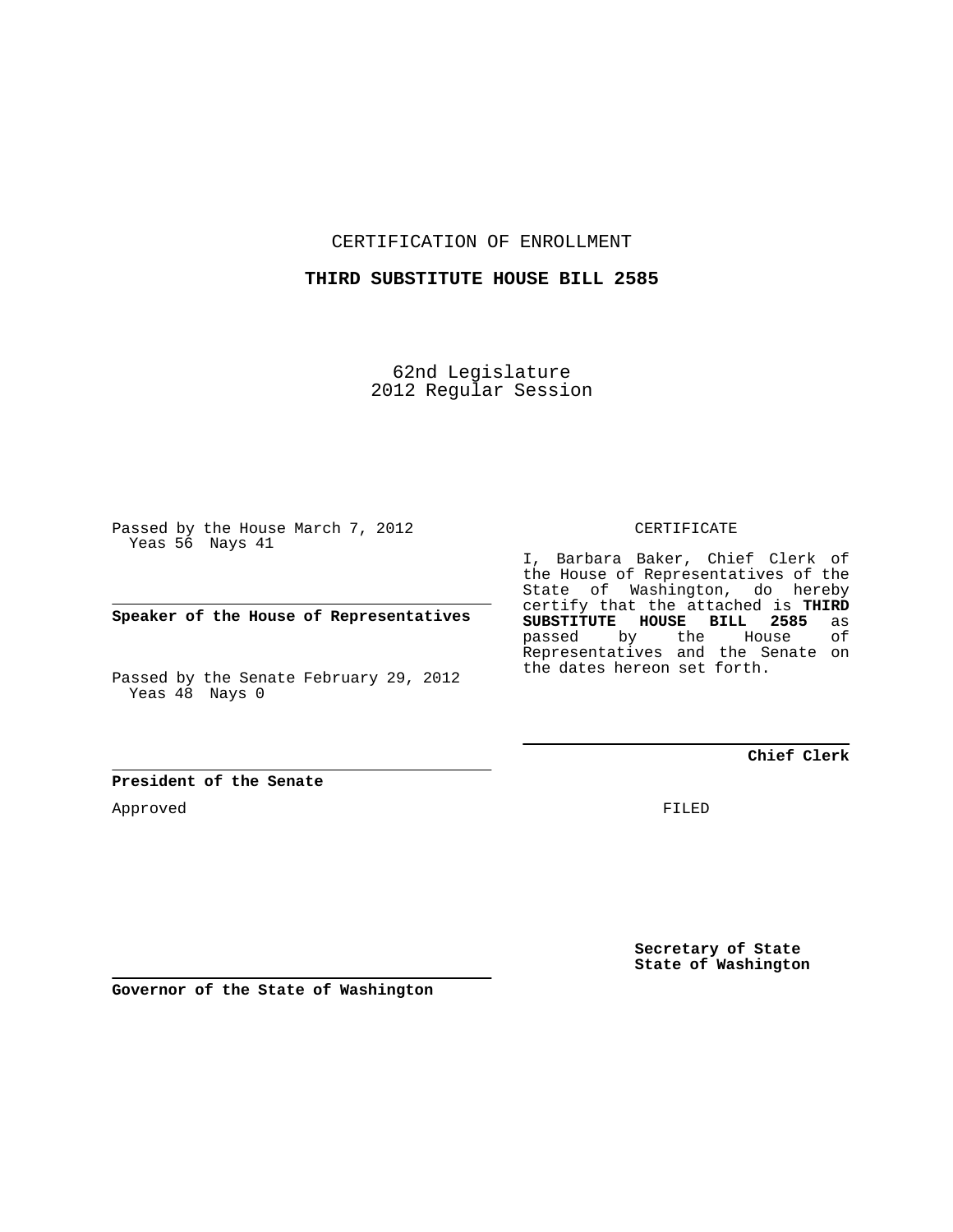CERTIFICATION OF ENROLLMENT

**THIRD SUBSTITUTE HOUSE BILL 2585**

62nd Legislature
2012 Regular Session

Passed by the House March 7, 2012
Yeas 56 Nays 41

**Speaker of the House of Representatives**

Passed by the Senate February 29, 2012
Yeas 48 Nays 0

**President of the Senate**

Approved

**Governor of the State of Washington**

CERTIFICATE

I, Barbara Baker, Chief Clerk of the House of Representatives of the State of Washington, do hereby certify that the attached is **THIRD SUBSTITUTE HOUSE BILL 2585** as passed by the House of Representatives and the Senate on the dates hereon set forth.

**Chief Clerk**

FILED

**Secretary of State**
**State of Washington**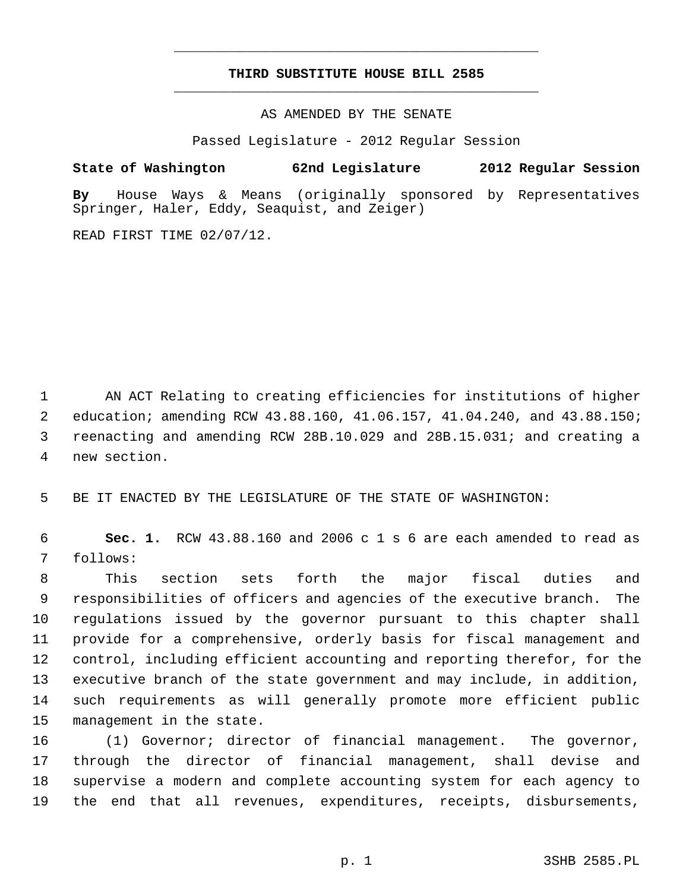# THIRD SUBSTITUTE HOUSE BILL 2585

AS AMENDED BY THE SENATE

Passed Legislature - 2012 Regular Session

**State of Washington 62nd Legislature 2012 Regular Session**

**By** House Ways & Means (originally sponsored by Representatives Springer, Haler, Eddy, Seaquist, and Zeiger)

READ FIRST TIME 02/07/12.

AN ACT Relating to creating efficiencies for institutions of higher education; amending RCW 43.88.160, 41.06.157, 41.04.240, and 43.88.150; reenacting and amending RCW 28B.10.029 and 28B.15.031; and creating a new section.

BE IT ENACTED BY THE LEGISLATURE OF THE STATE OF WASHINGTON:

**Sec. 1.** RCW 43.88.160 and 2006 c 1 s 6 are each amended to read as follows:

This section sets forth the major fiscal duties and responsibilities of officers and agencies of the executive branch. The regulations issued by the governor pursuant to this chapter shall provide for a comprehensive, orderly basis for fiscal management and control, including efficient accounting and reporting therefor, for the executive branch of the state government and may include, in addition, such requirements as will generally promote more efficient public management in the state.

(1) Governor; director of financial management. The governor, through the director of financial management, shall devise and supervise a modern and complete accounting system for each agency to the end that all revenues, expenditures, receipts, disbursements,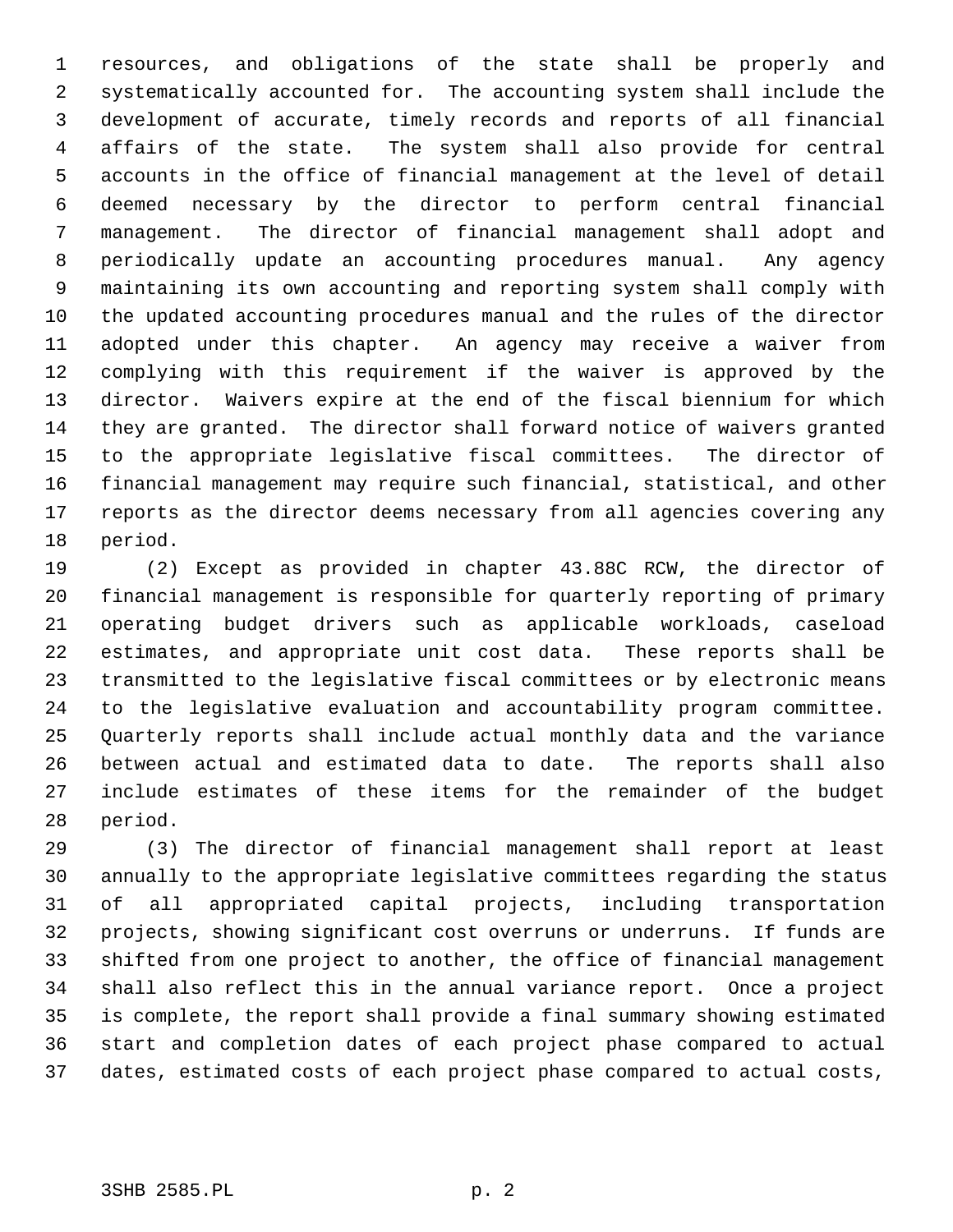resources, and obligations of the state shall be properly and systematically accounted for. The accounting system shall include the development of accurate, timely records and reports of all financial affairs of the state. The system shall also provide for central accounts in the office of financial management at the level of detail deemed necessary by the director to perform central financial management. The director of financial management shall adopt and periodically update an accounting procedures manual. Any agency maintaining its own accounting and reporting system shall comply with the updated accounting procedures manual and the rules of the director adopted under this chapter. An agency may receive a waiver from complying with this requirement if the waiver is approved by the director. Waivers expire at the end of the fiscal biennium for which they are granted. The director shall forward notice of waivers granted to the appropriate legislative fiscal committees. The director of financial management may require such financial, statistical, and other reports as the director deems necessary from all agencies covering any period.

(2) Except as provided in chapter 43.88C RCW, the director of financial management is responsible for quarterly reporting of primary operating budget drivers such as applicable workloads, caseload estimates, and appropriate unit cost data. These reports shall be transmitted to the legislative fiscal committees or by electronic means to the legislative evaluation and accountability program committee. Quarterly reports shall include actual monthly data and the variance between actual and estimated data to date. The reports shall also include estimates of these items for the remainder of the budget period.

(3) The director of financial management shall report at least annually to the appropriate legislative committees regarding the status of all appropriated capital projects, including transportation projects, showing significant cost overruns or underruns. If funds are shifted from one project to another, the office of financial management shall also reflect this in the annual variance report. Once a project is complete, the report shall provide a final summary showing estimated start and completion dates of each project phase compared to actual dates, estimated costs of each project phase compared to actual costs,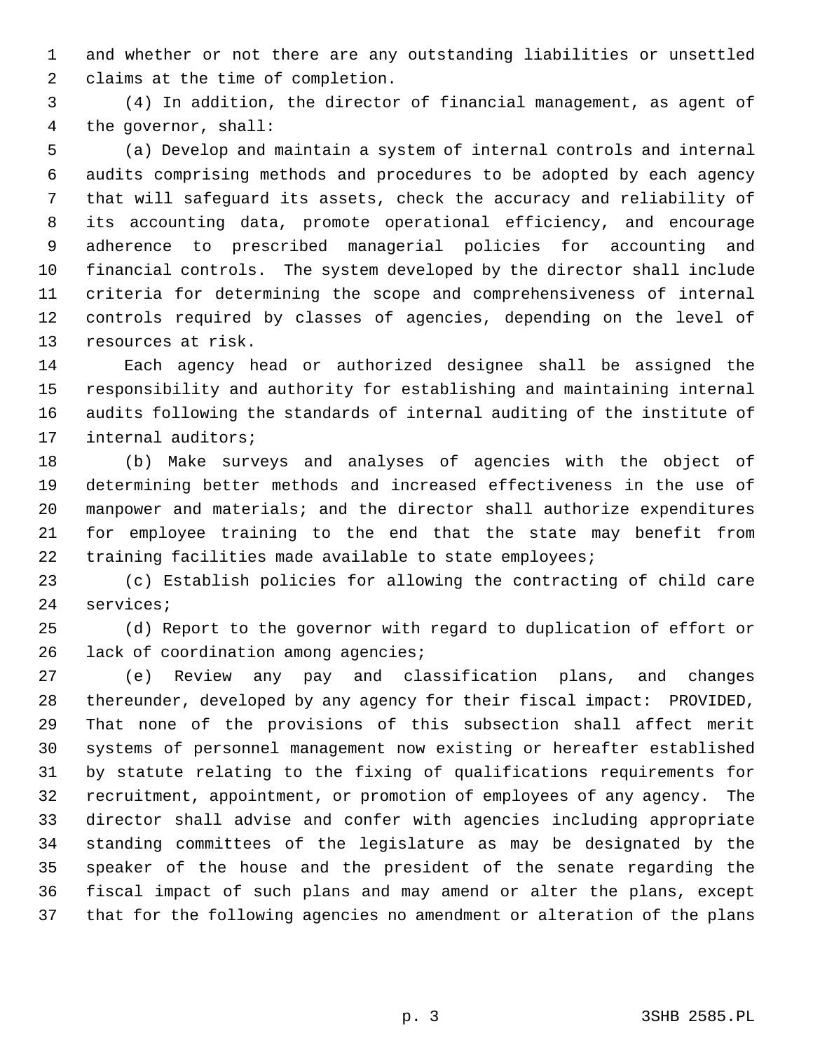and whether or not there are any outstanding liabilities or unsettled claims at the time of completion.

(4) In addition, the director of financial management, as agent of the governor, shall:

(a) Develop and maintain a system of internal controls and internal audits comprising methods and procedures to be adopted by each agency that will safeguard its assets, check the accuracy and reliability of its accounting data, promote operational efficiency, and encourage adherence to prescribed managerial policies for accounting and financial controls. The system developed by the director shall include criteria for determining the scope and comprehensiveness of internal controls required by classes of agencies, depending on the level of resources at risk.

Each agency head or authorized designee shall be assigned the responsibility and authority for establishing and maintaining internal audits following the standards of internal auditing of the institute of internal auditors;

(b) Make surveys and analyses of agencies with the object of determining better methods and increased effectiveness in the use of manpower and materials; and the director shall authorize expenditures for employee training to the end that the state may benefit from training facilities made available to state employees;

(c) Establish policies for allowing the contracting of child care services;

(d) Report to the governor with regard to duplication of effort or lack of coordination among agencies;

(e) Review any pay and classification plans, and changes thereunder, developed by any agency for their fiscal impact: PROVIDED, That none of the provisions of this subsection shall affect merit systems of personnel management now existing or hereafter established by statute relating to the fixing of qualifications requirements for recruitment, appointment, or promotion of employees of any agency. The director shall advise and confer with agencies including appropriate standing committees of the legislature as may be designated by the speaker of the house and the president of the senate regarding the fiscal impact of such plans and may amend or alter the plans, except that for the following agencies no amendment or alteration of the plans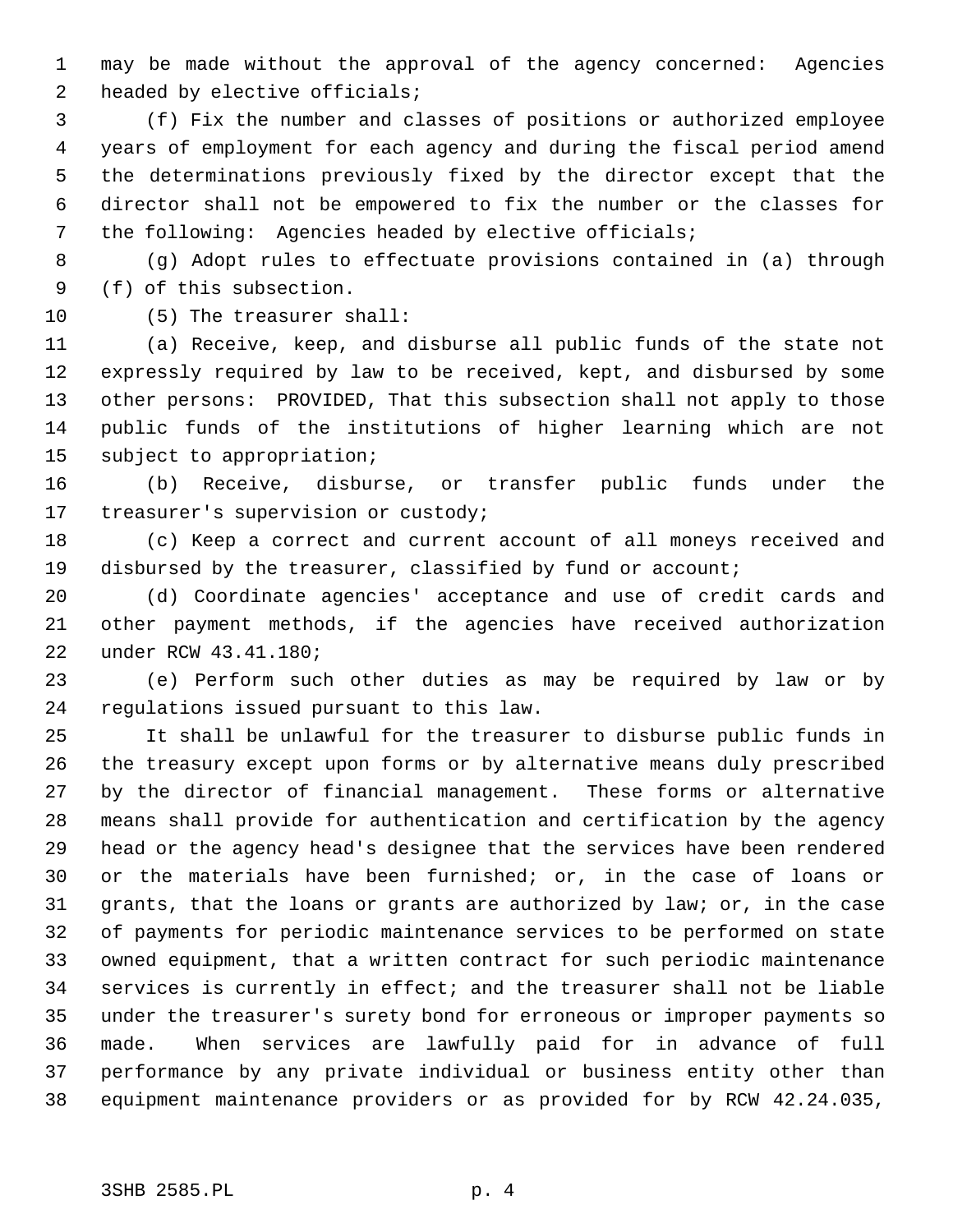may be made without the approval of the agency concerned: Agencies headed by elective officials;

(f) Fix the number and classes of positions or authorized employee years of employment for each agency and during the fiscal period amend the determinations previously fixed by the director except that the director shall not be empowered to fix the number or the classes for the following: Agencies headed by elective officials;

(g) Adopt rules to effectuate provisions contained in (a) through (f) of this subsection.

(5) The treasurer shall:

(a) Receive, keep, and disburse all public funds of the state not expressly required by law to be received, kept, and disbursed by some other persons: PROVIDED, That this subsection shall not apply to those public funds of the institutions of higher learning which are not subject to appropriation;

(b) Receive, disburse, or transfer public funds under the treasurer's supervision or custody;

(c) Keep a correct and current account of all moneys received and disbursed by the treasurer, classified by fund or account;

(d) Coordinate agencies' acceptance and use of credit cards and other payment methods, if the agencies have received authorization under RCW 43.41.180;

(e) Perform such other duties as may be required by law or by regulations issued pursuant to this law.

It shall be unlawful for the treasurer to disburse public funds in the treasury except upon forms or by alternative means duly prescribed by the director of financial management. These forms or alternative means shall provide for authentication and certification by the agency head or the agency head's designee that the services have been rendered or the materials have been furnished; or, in the case of loans or grants, that the loans or grants are authorized by law; or, in the case of payments for periodic maintenance services to be performed on state owned equipment, that a written contract for such periodic maintenance services is currently in effect; and the treasurer shall not be liable under the treasurer's surety bond for erroneous or improper payments so made. When services are lawfully paid for in advance of full performance by any private individual or business entity other than equipment maintenance providers or as provided for by RCW 42.24.035,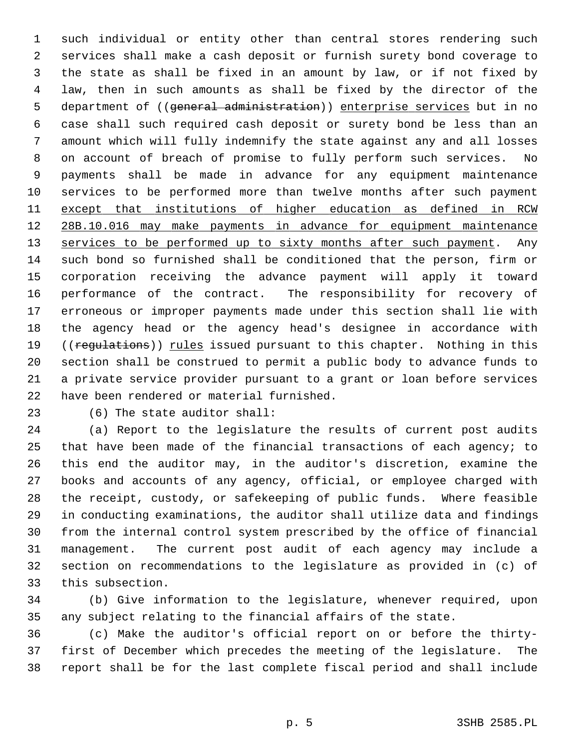such individual or entity other than central stores rendering such services shall make a cash deposit or furnish surety bond coverage to the state as shall be fixed in an amount by law, or if not fixed by law, then in such amounts as shall be fixed by the director of the department of ((~~general administration~~)) <u>enterprise services</u> but in no case shall such required cash deposit or surety bond be less than an amount which will fully indemnify the state against any and all losses on account of breach of promise to fully perform such services. No payments shall be made in advance for any equipment maintenance services to be performed more than twelve months after such payment <u>except that institutions of higher education as defined in RCW 28B.10.016 may make payments in advance for equipment maintenance services to be performed up to sixty months after such payment</u>. Any such bond so furnished shall be conditioned that the person, firm or corporation receiving the advance payment will apply it toward performance of the contract. The responsibility for recovery of erroneous or improper payments made under this section shall lie with the agency head or the agency head's designee in accordance with ((~~regulations~~)) <u>rules</u> issued pursuant to this chapter. Nothing in this section shall be construed to permit a public body to advance funds to a private service provider pursuant to a grant or loan before services have been rendered or material furnished.

(6) The state auditor shall:

(a) Report to the legislature the results of current post audits that have been made of the financial transactions of each agency; to this end the auditor may, in the auditor's discretion, examine the books and accounts of any agency, official, or employee charged with the receipt, custody, or safekeeping of public funds. Where feasible in conducting examinations, the auditor shall utilize data and findings from the internal control system prescribed by the office of financial management. The current post audit of each agency may include a section on recommendations to the legislature as provided in (c) of this subsection.

(b) Give information to the legislature, whenever required, upon any subject relating to the financial affairs of the state.

(c) Make the auditor's official report on or before the thirty-first of December which precedes the meeting of the legislature. The report shall be for the last complete fiscal period and shall include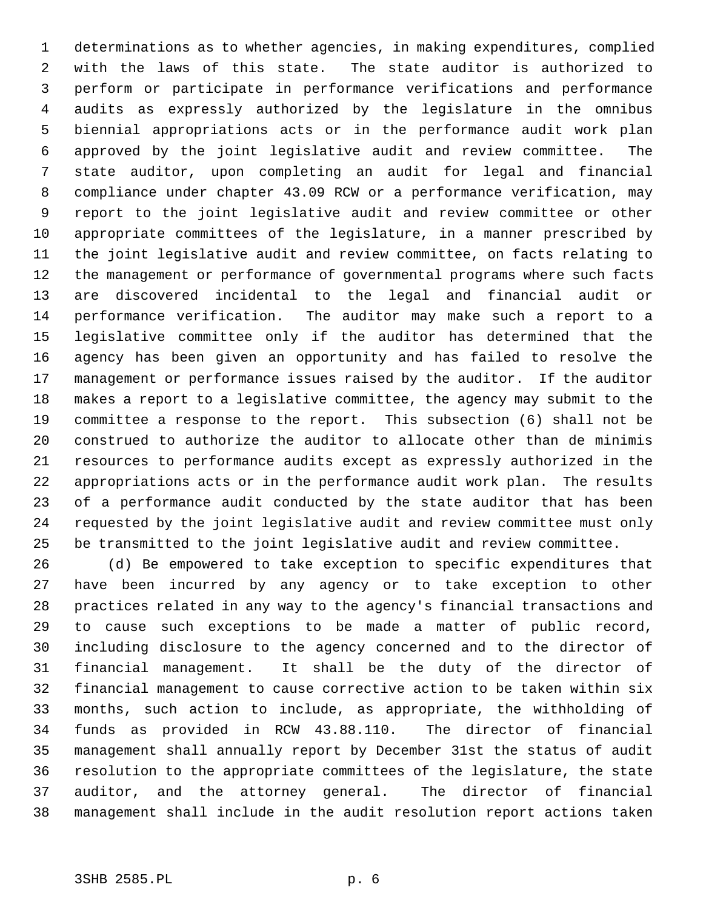determinations as to whether agencies, in making expenditures, complied with the laws of this state. The state auditor is authorized to perform or participate in performance verifications and performance audits as expressly authorized by the legislature in the omnibus biennial appropriations acts or in the performance audit work plan approved by the joint legislative audit and review committee. The state auditor, upon completing an audit for legal and financial compliance under chapter 43.09 RCW or a performance verification, may report to the joint legislative audit and review committee or other appropriate committees of the legislature, in a manner prescribed by the joint legislative audit and review committee, on facts relating to the management or performance of governmental programs where such facts are discovered incidental to the legal and financial audit or performance verification. The auditor may make such a report to a legislative committee only if the auditor has determined that the agency has been given an opportunity and has failed to resolve the management or performance issues raised by the auditor. If the auditor makes a report to a legislative committee, the agency may submit to the committee a response to the report. This subsection (6) shall not be construed to authorize the auditor to allocate other than de minimis resources to performance audits except as expressly authorized in the appropriations acts or in the performance audit work plan. The results of a performance audit conducted by the state auditor that has been requested by the joint legislative audit and review committee must only be transmitted to the joint legislative audit and review committee.

(d) Be empowered to take exception to specific expenditures that have been incurred by any agency or to take exception to other practices related in any way to the agency's financial transactions and to cause such exceptions to be made a matter of public record, including disclosure to the agency concerned and to the director of financial management. It shall be the duty of the director of financial management to cause corrective action to be taken within six months, such action to include, as appropriate, the withholding of funds as provided in RCW 43.88.110. The director of financial management shall annually report by December 31st the status of audit resolution to the appropriate committees of the legislature, the state auditor, and the attorney general. The director of financial management shall include in the audit resolution report actions taken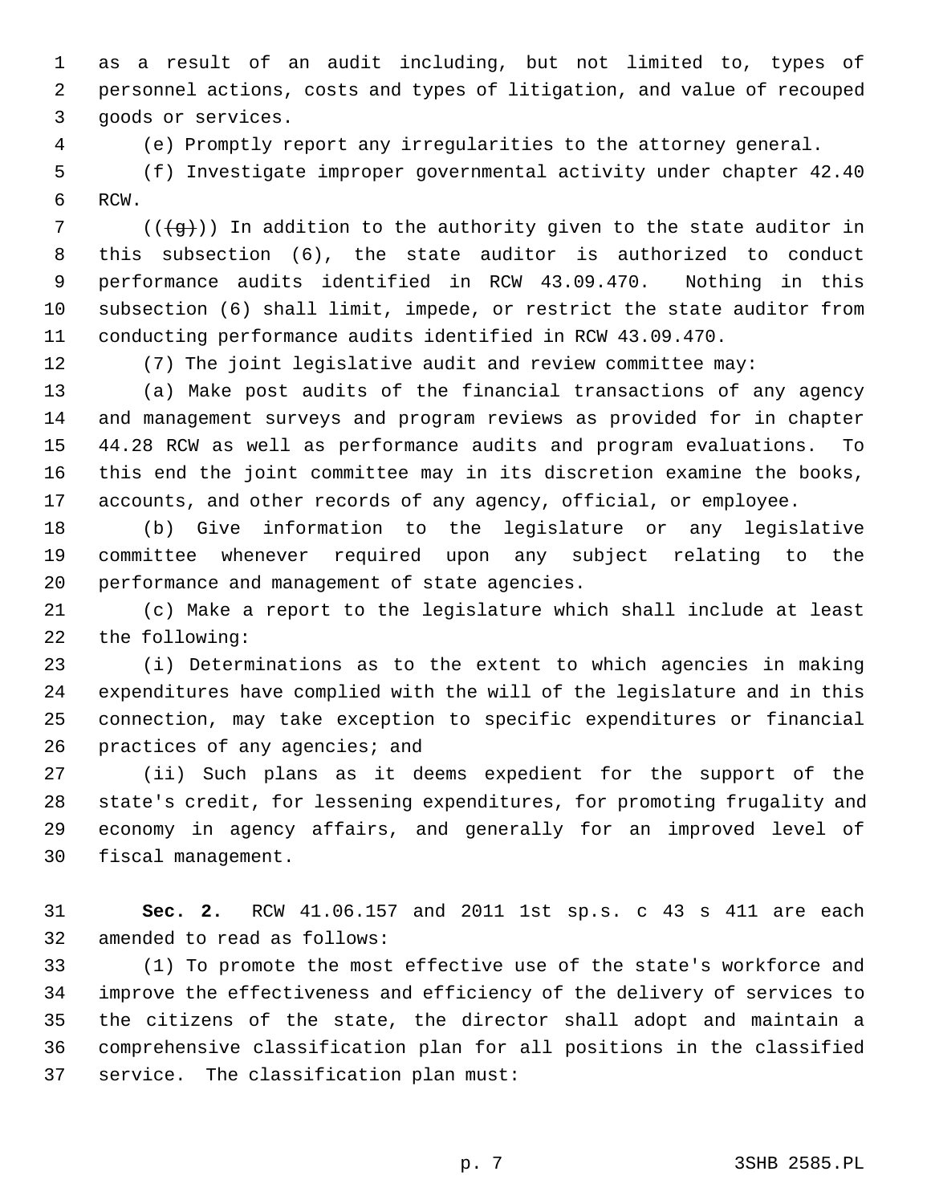as a result of an audit including, but not limited to, types of personnel actions, costs and types of litigation, and value of recouped goods or services.

(e) Promptly report any irregularities to the attorney general.

(f) Investigate improper governmental activity under chapter 42.40 RCW.

(((g))) In addition to the authority given to the state auditor in this subsection (6), the state auditor is authorized to conduct performance audits identified in RCW 43.09.470. Nothing in this subsection (6) shall limit, impede, or restrict the state auditor from conducting performance audits identified in RCW 43.09.470.

(7) The joint legislative audit and review committee may:

(a) Make post audits of the financial transactions of any agency and management surveys and program reviews as provided for in chapter 44.28 RCW as well as performance audits and program evaluations. To this end the joint committee may in its discretion examine the books, accounts, and other records of any agency, official, or employee.

(b) Give information to the legislature or any legislative committee whenever required upon any subject relating to the performance and management of state agencies.

(c) Make a report to the legislature which shall include at least the following:

(i) Determinations as to the extent to which agencies in making expenditures have complied with the will of the legislature and in this connection, may take exception to specific expenditures or financial practices of any agencies; and

(ii) Such plans as it deems expedient for the support of the state's credit, for lessening expenditures, for promoting frugality and economy in agency affairs, and generally for an improved level of fiscal management.

**Sec. 2.** RCW 41.06.157 and 2011 1st sp.s. c 43 s 411 are each amended to read as follows:

(1) To promote the most effective use of the state's workforce and improve the effectiveness and efficiency of the delivery of services to the citizens of the state, the director shall adopt and maintain a comprehensive classification plan for all positions in the classified service. The classification plan must: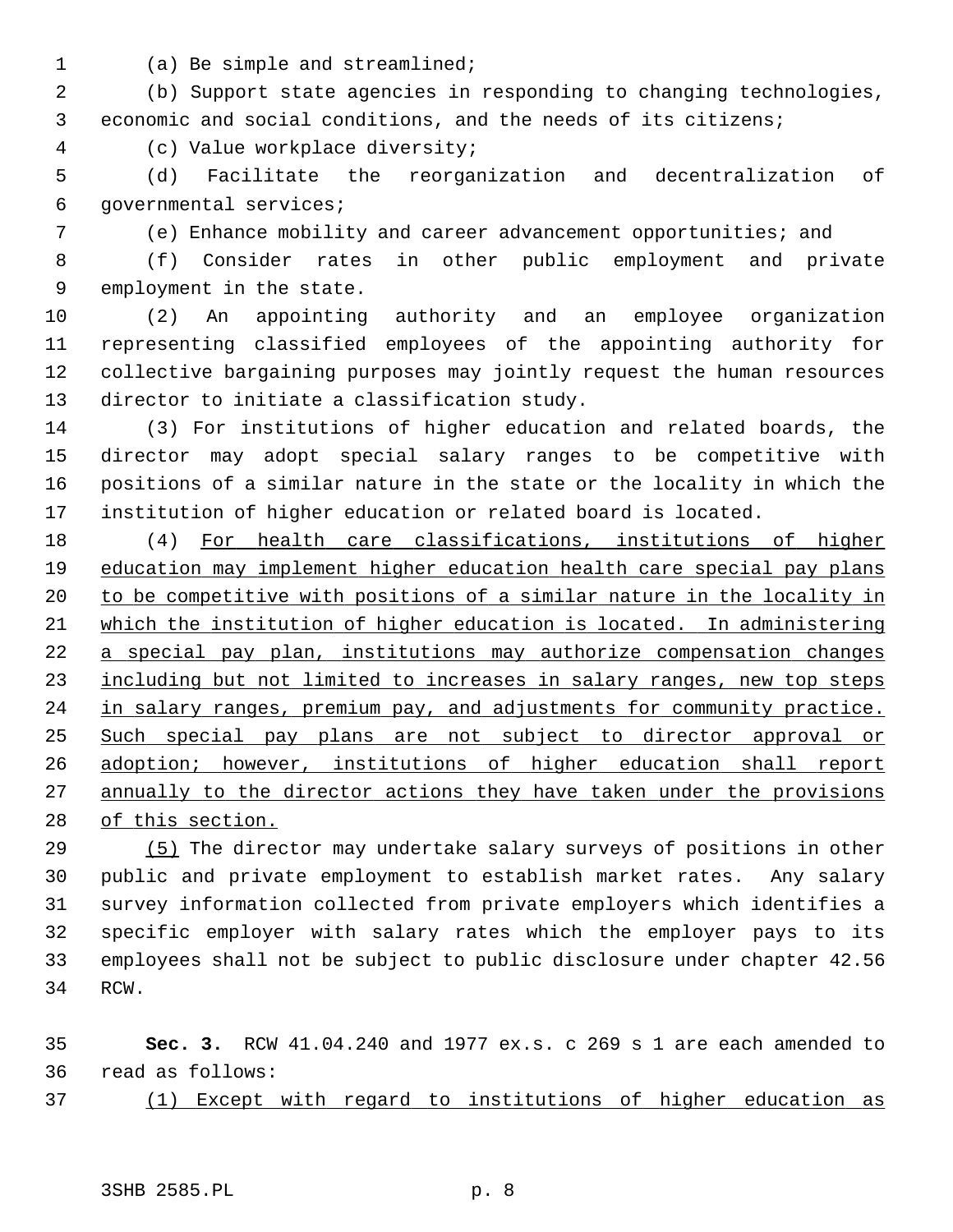(a) Be simple and streamlined;

(b) Support state agencies in responding to changing technologies, economic and social conditions, and the needs of its citizens;

(c) Value workplace diversity;

(d) Facilitate the reorganization and decentralization of governmental services;

(e) Enhance mobility and career advancement opportunities; and

(f) Consider rates in other public employment and private employment in the state.

(2) An appointing authority and an employee organization representing classified employees of the appointing authority for collective bargaining purposes may jointly request the human resources director to initiate a classification study.

(3) For institutions of higher education and related boards, the director may adopt special salary ranges to be competitive with positions of a similar nature in the state or the locality in which the institution of higher education or related board is located.

(4) <u>For health care classifications, institutions of higher education may implement higher education health care special pay plans to be competitive with positions of a similar nature in the locality in which the institution of higher education is located. In administering a special pay plan, institutions may authorize compensation changes including but not limited to increases in salary ranges, new top steps in salary ranges, premium pay, and adjustments for community practice. Such special pay plans are not subject to director approval or adoption; however, institutions of higher education shall report annually to the director actions they have taken under the provisions of this section.</u>

<u>(5)</u> The director may undertake salary surveys of positions in other public and private employment to establish market rates. Any salary survey information collected from private employers which identifies a specific employer with salary rates which the employer pays to its employees shall not be subject to public disclosure under chapter 42.56 RCW.

**Sec. 3.** RCW 41.04.240 and 1977 ex.s. c 269 s 1 are each amended to read as follows:

<u>(1) Except with regard to institutions of higher education as</u>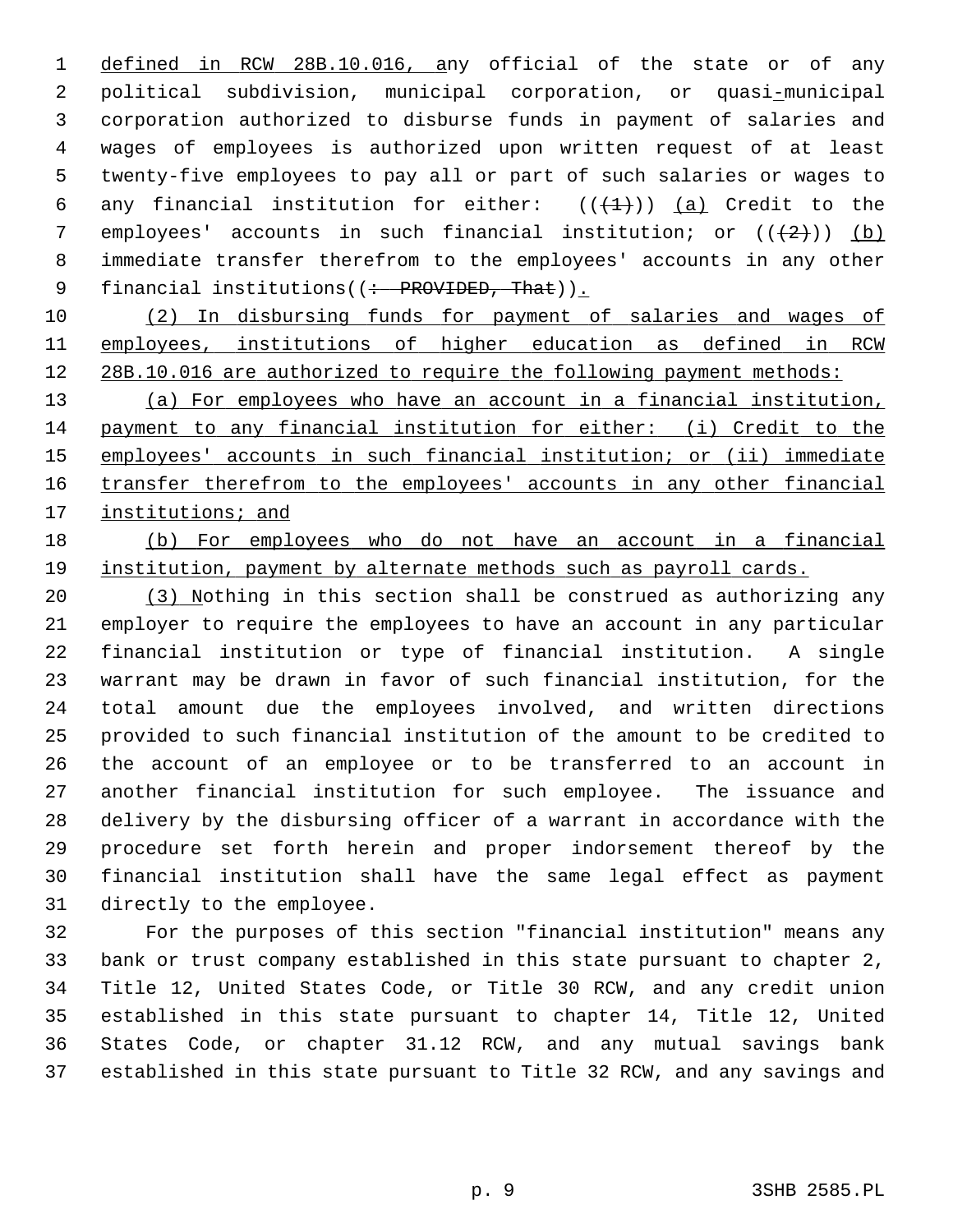defined in RCW 28B.10.016, any official of the state or of any political subdivision, municipal corporation, or quasi-municipal corporation authorized to disburse funds in payment of salaries and wages of employees is authorized upon written request of at least twenty-five employees to pay all or part of such salaries or wages to any financial institution for either: (((1))) (a) Credit to the employees' accounts in such financial institution; or (((2))) (b) immediate transfer therefrom to the employees' accounts in any other financial institutions((: PROVIDED, That)).

(2) In disbursing funds for payment of salaries and wages of employees, institutions of higher education as defined in RCW 28B.10.016 are authorized to require the following payment methods:

(a) For employees who have an account in a financial institution, payment to any financial institution for either: (i) Credit to the employees' accounts in such financial institution; or (ii) immediate transfer therefrom to the employees' accounts in any other financial institutions; and

(b) For employees who do not have an account in a financial institution, payment by alternate methods such as payroll cards.

(3) Nothing in this section shall be construed as authorizing any employer to require the employees to have an account in any particular financial institution or type of financial institution. A single warrant may be drawn in favor of such financial institution, for the total amount due the employees involved, and written directions provided to such financial institution of the amount to be credited to the account of an employee or to be transferred to an account in another financial institution for such employee. The issuance and delivery by the disbursing officer of a warrant in accordance with the procedure set forth herein and proper indorsement thereof by the financial institution shall have the same legal effect as payment directly to the employee.

For the purposes of this section "financial institution" means any bank or trust company established in this state pursuant to chapter 2, Title 12, United States Code, or Title 30 RCW, and any credit union established in this state pursuant to chapter 14, Title 12, United States Code, or chapter 31.12 RCW, and any mutual savings bank established in this state pursuant to Title 32 RCW, and any savings and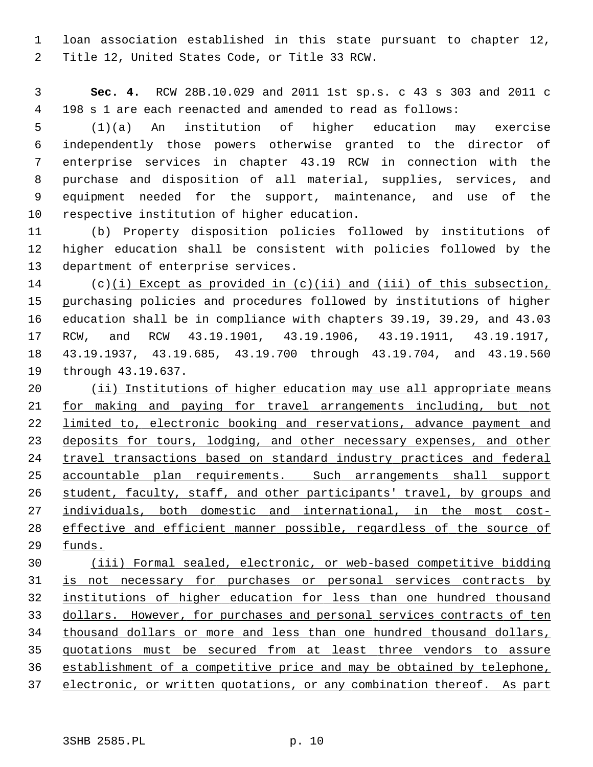loan association established in this state pursuant to chapter 12, Title 12, United States Code, or Title 33 RCW.

**Sec. 4.** RCW 28B.10.029 and 2011 1st sp.s. c 43 s 303 and 2011 c 198 s 1 are each reenacted and amended to read as follows:

(1)(a) An institution of higher education may exercise independently those powers otherwise granted to the director of enterprise services in chapter 43.19 RCW in connection with the purchase and disposition of all material, supplies, services, and equipment needed for the support, maintenance, and use of the respective institution of higher education.

(b) Property disposition policies followed by institutions of higher education shall be consistent with policies followed by the department of enterprise services.

(c)<u>(i) Except as provided in (c)(ii) and (iii) of this subsection, p</u>urchasing policies and procedures followed by institutions of higher education shall be in compliance with chapters 39.19, 39.29, and 43.03 RCW, and RCW 43.19.1901, 43.19.1906, 43.19.1911, 43.19.1917, 43.19.1937, 43.19.685, 43.19.700 through 43.19.704, and 43.19.560 through 43.19.637.

<u>(ii) Institutions of higher education may use all appropriate means for making and paying for travel arrangements including, but not limited to, electronic booking and reservations, advance payment and deposits for tours, lodging, and other necessary expenses, and other travel transactions based on standard industry practices and federal accountable plan requirements. Such arrangements shall support student, faculty, staff, and other participants' travel, by groups and individuals, both domestic and international, in the most cost-effective and efficient manner possible, regardless of the source of funds.</u>

<u>(iii) Formal sealed, electronic, or web-based competitive bidding is not necessary for purchases or personal services contracts by institutions of higher education for less than one hundred thousand dollars. However, for purchases and personal services contracts of ten thousand dollars or more and less than one hundred thousand dollars, quotations must be secured from at least three vendors to assure establishment of a competitive price and may be obtained by telephone, electronic, or written quotations, or any combination thereof. As part</u>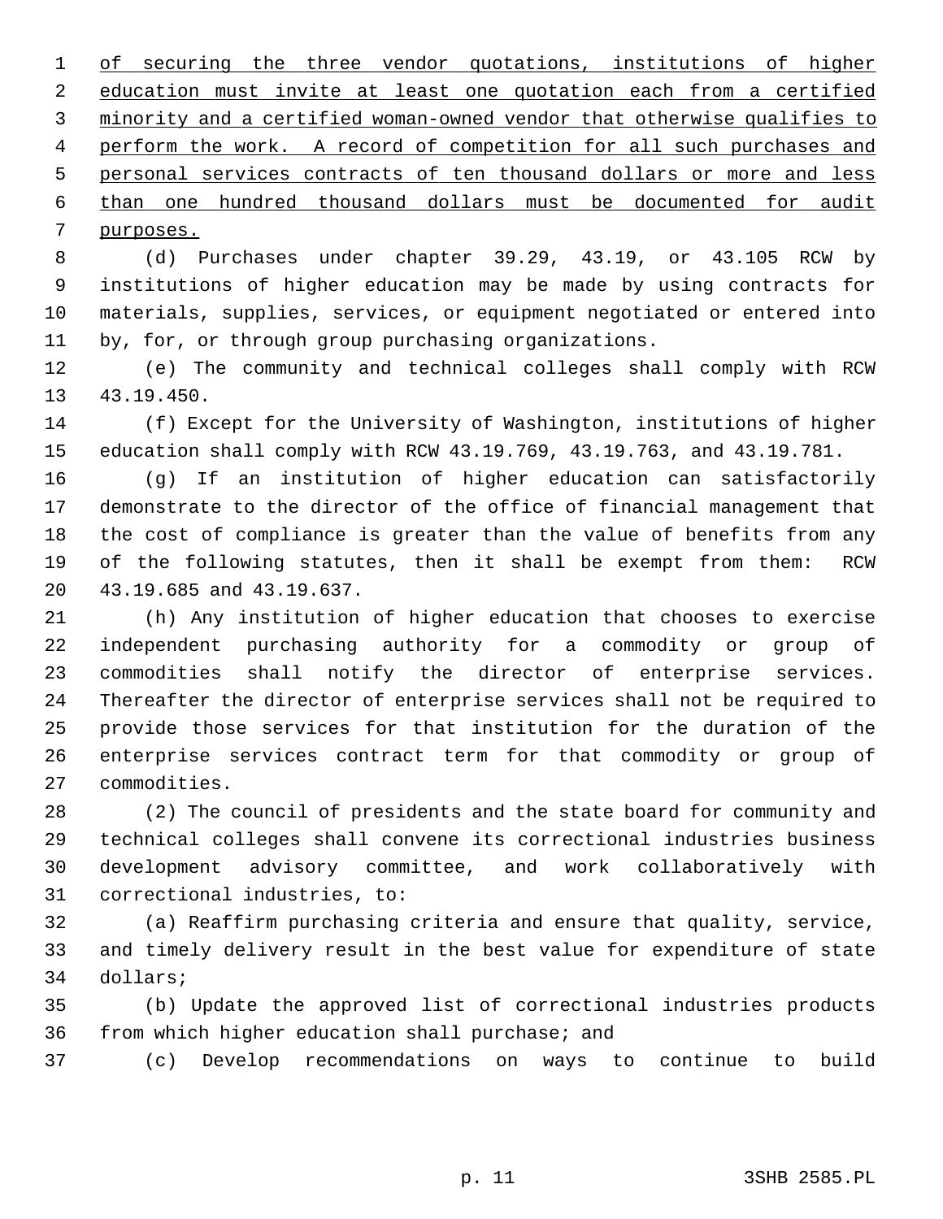of securing the three vendor quotations, institutions of higher education must invite at least one quotation each from a certified minority and a certified woman-owned vendor that otherwise qualifies to perform the work. A record of competition for all such purchases and personal services contracts of ten thousand dollars or more and less than one hundred thousand dollars must be documented for audit purposes.

(d) Purchases under chapter 39.29, 43.19, or 43.105 RCW by institutions of higher education may be made by using contracts for materials, supplies, services, or equipment negotiated or entered into by, for, or through group purchasing organizations.

(e) The community and technical colleges shall comply with RCW 43.19.450.

(f) Except for the University of Washington, institutions of higher education shall comply with RCW 43.19.769, 43.19.763, and 43.19.781.

(g) If an institution of higher education can satisfactorily demonstrate to the director of the office of financial management that the cost of compliance is greater than the value of benefits from any of the following statutes, then it shall be exempt from them: RCW 43.19.685 and 43.19.637.

(h) Any institution of higher education that chooses to exercise independent purchasing authority for a commodity or group of commodities shall notify the director of enterprise services. Thereafter the director of enterprise services shall not be required to provide those services for that institution for the duration of the enterprise services contract term for that commodity or group of commodities.

(2) The council of presidents and the state board for community and technical colleges shall convene its correctional industries business development advisory committee, and work collaboratively with correctional industries, to:

(a) Reaffirm purchasing criteria and ensure that quality, service, and timely delivery result in the best value for expenditure of state dollars;

(b) Update the approved list of correctional industries products from which higher education shall purchase; and

(c) Develop recommendations on ways to continue to build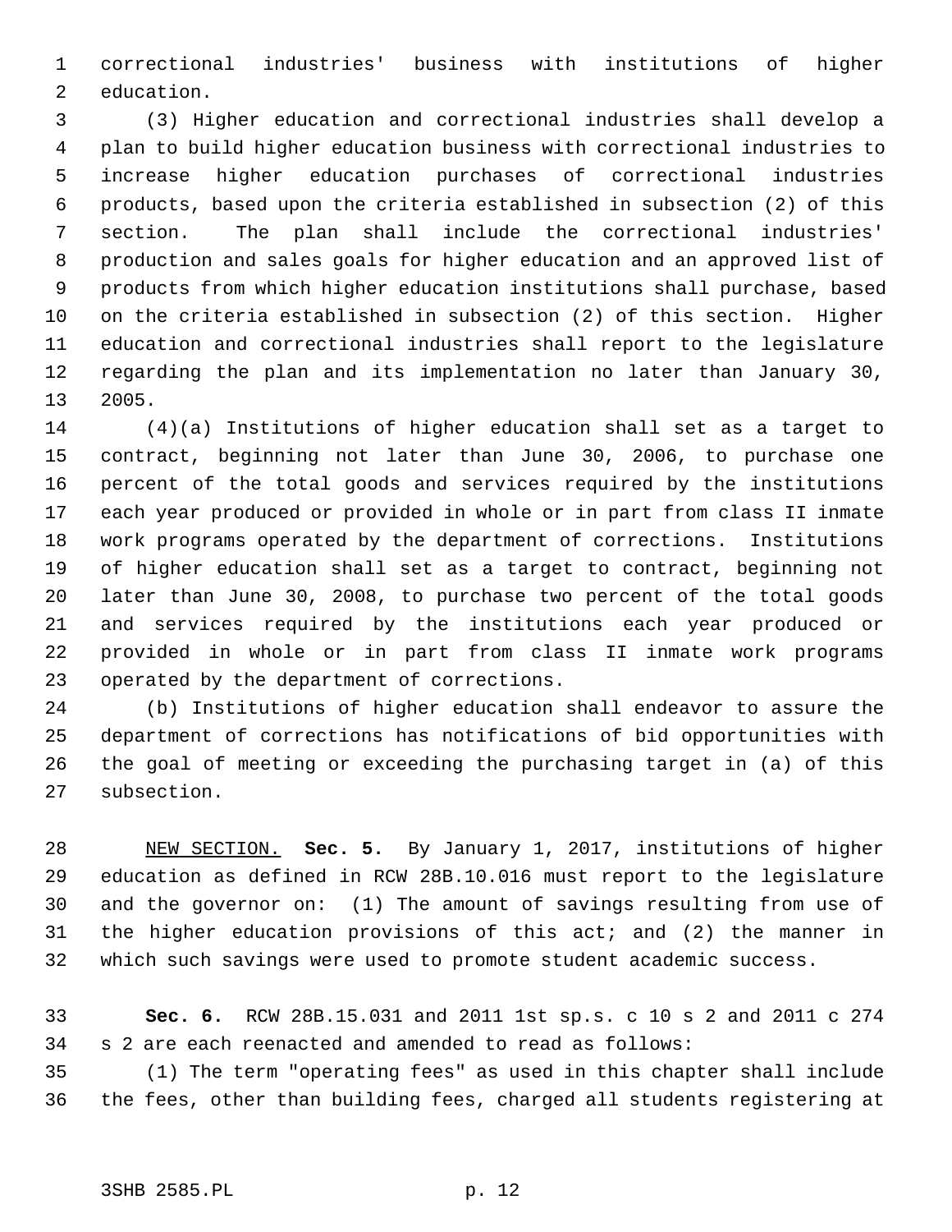correctional industries' business with institutions of higher education.

(3) Higher education and correctional industries shall develop a plan to build higher education business with correctional industries to increase higher education purchases of correctional industries products, based upon the criteria established in subsection (2) of this section. The plan shall include the correctional industries' production and sales goals for higher education and an approved list of products from which higher education institutions shall purchase, based on the criteria established in subsection (2) of this section. Higher education and correctional industries shall report to the legislature regarding the plan and its implementation no later than January 30, 2005.

(4)(a) Institutions of higher education shall set as a target to contract, beginning not later than June 30, 2006, to purchase one percent of the total goods and services required by the institutions each year produced or provided in whole or in part from class II inmate work programs operated by the department of corrections. Institutions of higher education shall set as a target to contract, beginning not later than June 30, 2008, to purchase two percent of the total goods and services required by the institutions each year produced or provided in whole or in part from class II inmate work programs operated by the department of corrections.

(b) Institutions of higher education shall endeavor to assure the department of corrections has notifications of bid opportunities with the goal of meeting or exceeding the purchasing target in (a) of this subsection.

NEW SECTION. **Sec. 5.** By January 1, 2017, institutions of higher education as defined in RCW 28B.10.016 must report to the legislature and the governor on: (1) The amount of savings resulting from use of the higher education provisions of this act; and (2) the manner in which such savings were used to promote student academic success.

**Sec. 6.** RCW 28B.15.031 and 2011 1st sp.s. c 10 s 2 and 2011 c 274 s 2 are each reenacted and amended to read as follows:

(1) The term "operating fees" as used in this chapter shall include the fees, other than building fees, charged all students registering at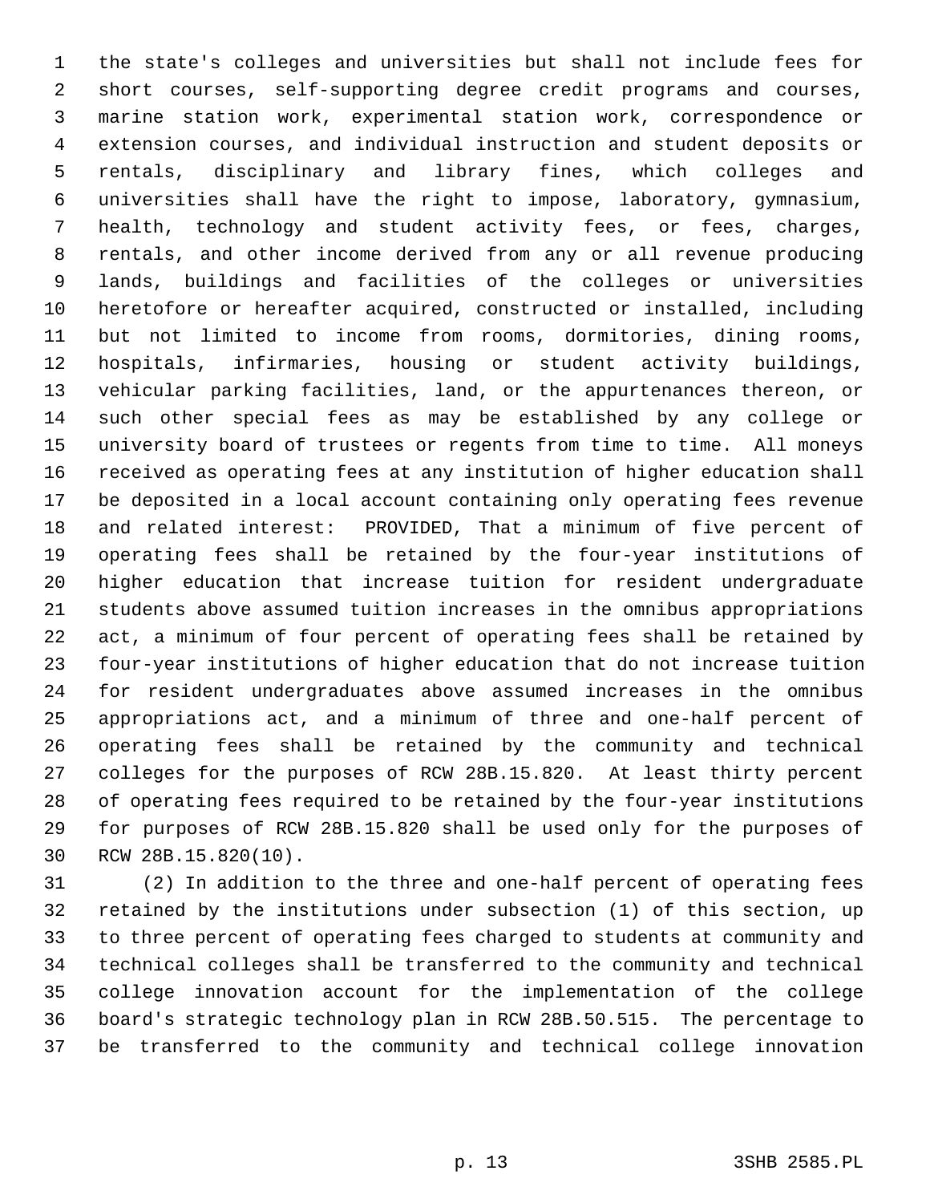the state's colleges and universities but shall not include fees for short courses, self-supporting degree credit programs and courses, marine station work, experimental station work, correspondence or extension courses, and individual instruction and student deposits or rentals, disciplinary and library fines, which colleges and universities shall have the right to impose, laboratory, gymnasium, health, technology and student activity fees, or fees, charges, rentals, and other income derived from any or all revenue producing lands, buildings and facilities of the colleges or universities heretofore or hereafter acquired, constructed or installed, including but not limited to income from rooms, dormitories, dining rooms, hospitals, infirmaries, housing or student activity buildings, vehicular parking facilities, land, or the appurtenances thereon, or such other special fees as may be established by any college or university board of trustees or regents from time to time. All moneys received as operating fees at any institution of higher education shall be deposited in a local account containing only operating fees revenue and related interest: PROVIDED, That a minimum of five percent of operating fees shall be retained by the four-year institutions of higher education that increase tuition for resident undergraduate students above assumed tuition increases in the omnibus appropriations act, a minimum of four percent of operating fees shall be retained by four-year institutions of higher education that do not increase tuition for resident undergraduates above assumed increases in the omnibus appropriations act, and a minimum of three and one-half percent of operating fees shall be retained by the community and technical colleges for the purposes of RCW 28B.15.820. At least thirty percent of operating fees required to be retained by the four-year institutions for purposes of RCW 28B.15.820 shall be used only for the purposes of RCW 28B.15.820(10).

(2) In addition to the three and one-half percent of operating fees retained by the institutions under subsection (1) of this section, up to three percent of operating fees charged to students at community and technical colleges shall be transferred to the community and technical college innovation account for the implementation of the college board's strategic technology plan in RCW 28B.50.515. The percentage to be transferred to the community and technical college innovation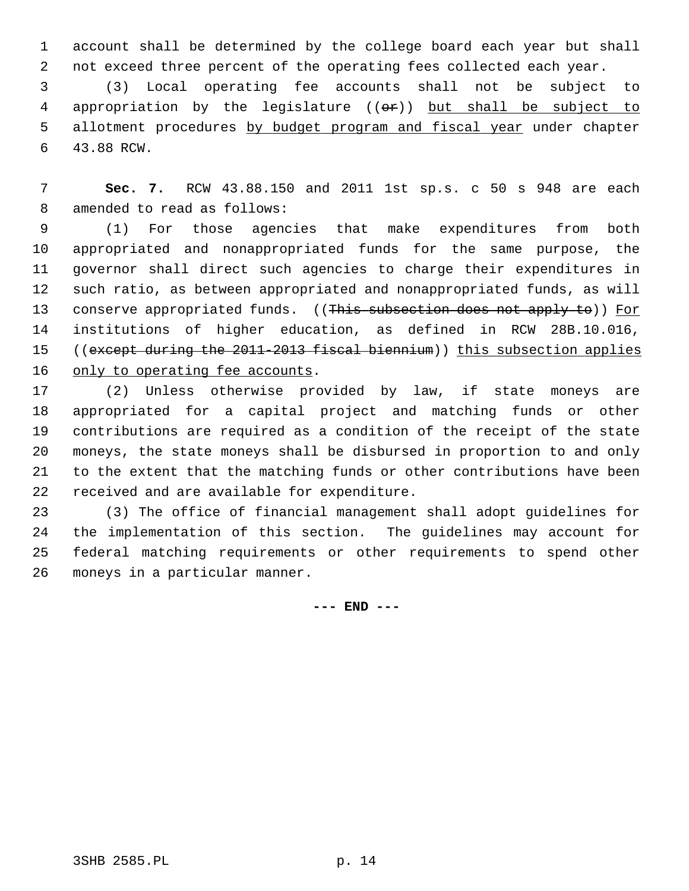account shall be determined by the college board each year but shall not exceed three percent of the operating fees collected each year.

(3) Local operating fee accounts shall not be subject to appropriation by the legislature ((~~or~~)) <u>but shall be subject to</u> allotment procedures <u>by budget program and fiscal year</u> under chapter 43.88 RCW.

**Sec. 7.** RCW 43.88.150 and 2011 1st sp.s. c 50 s 948 are each amended to read as follows:

(1) For those agencies that make expenditures from both appropriated and nonappropriated funds for the same purpose, the governor shall direct such agencies to charge their expenditures in such ratio, as between appropriated and nonappropriated funds, as will conserve appropriated funds. ((~~This subsection does not apply to~~)) <u>For</u> institutions of higher education, as defined in RCW 28B.10.016, ((~~except during the 2011-2013 fiscal biennium~~)) <u>this subsection applies only to operating fee accounts</u>.

(2) Unless otherwise provided by law, if state moneys are appropriated for a capital project and matching funds or other contributions are required as a condition of the receipt of the state moneys, the state moneys shall be disbursed in proportion to and only to the extent that the matching funds or other contributions have been received and are available for expenditure.

(3) The office of financial management shall adopt guidelines for the implementation of this section. The guidelines may account for federal matching requirements or other requirements to spend other moneys in a particular manner.

**--- END ---**